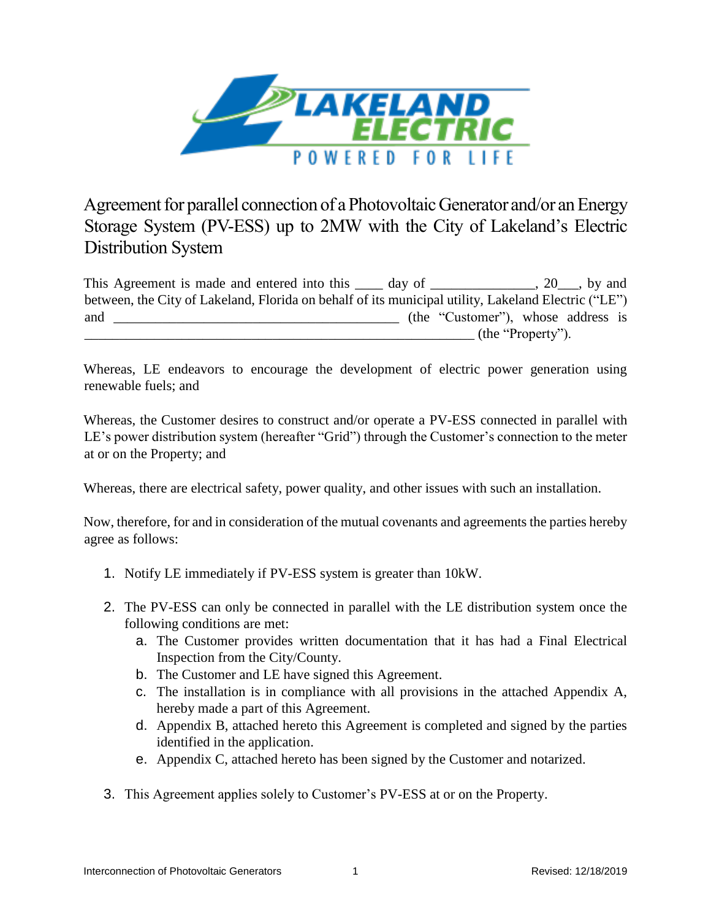# Agreement for parallel connection of a Photovoltaic Generator and/or an Energy Storage System (PV-ESS) up to 2MW with the City of Lakeland's Electric Distribution System

This Agreement is made and entered into this ____ day of _______________, 20___, by and between, the City of Lakeland, Florida on behalf of its municipal utility, Lakeland Electric ("LE") and __________________________________________ (the "Customer"), whose address is __________________________________________________________ (the "Property").

Whereas, LE endeavors to encourage the development of electric power generation using renewable fuels; and

Whereas, the Customer desires to construct and/or operate a PV-ESS connected in parallel with LE's power distribution system (hereafter "Grid") through the Customer's connection to the meter at or on the Property; and

Whereas, there are electrical safety, power quality, and other issues with such an installation.

Now, therefore, for and in consideration of the mutual covenants and agreements the parties hereby agree as follows:

1. Notify LE immediately if PV-ESS system is greater than 10kW.

2. The PV-ESS can only be connected in parallel with the LE distribution system once the following conditions are met:
   a. The Customer provides written documentation that it has had a Final Electrical Inspection from the City/County.
   b. The Customer and LE have signed this Agreement.
   c. The installation is in compliance with all provisions in the attached Appendix A, hereby made a part of this Agreement.
   d. Appendix B, attached hereto this Agreement is completed and signed by the parties identified in the application.
   e. Appendix C, attached hereto has been signed by the Customer and notarized.

3. This Agreement applies solely to Customer's PV-ESS at or on the Property.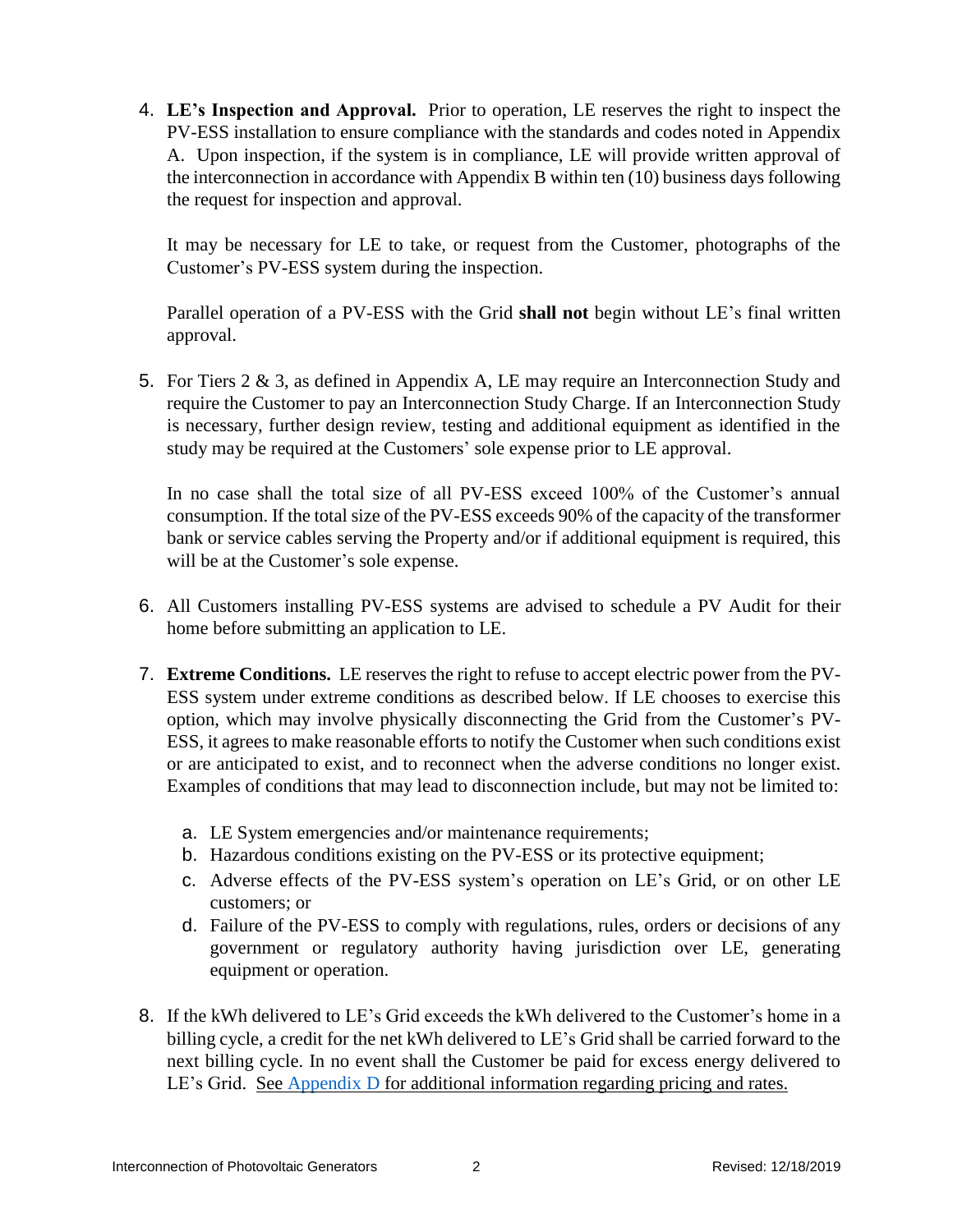4. **LE's Inspection and Approval.** Prior to operation, LE reserves the right to inspect the PV-ESS installation to ensure compliance with the standards and codes noted in Appendix A. Upon inspection, if the system is in compliance, LE will provide written approval of the interconnection in accordance with Appendix B within ten (10) business days following the request for inspection and approval.

   It may be necessary for LE to take, or request from the Customer, photographs of the Customer's PV-ESS system during the inspection.

   Parallel operation of a PV-ESS with the Grid **shall not** begin without LE's final written approval.

5. For Tiers 2 & 3, as defined in Appendix A, LE may require an Interconnection Study and require the Customer to pay an Interconnection Study Charge. If an Interconnection Study is necessary, further design review, testing and additional equipment as identified in the study may be required at the Customers' sole expense prior to LE approval.

   In no case shall the total size of all PV-ESS exceed 100% of the Customer's annual consumption. If the total size of the PV-ESS exceeds 90% of the capacity of the transformer bank or service cables serving the Property and/or if additional equipment is required, this will be at the Customer's sole expense.

6. All Customers installing PV-ESS systems are advised to schedule a PV Audit for their home before submitting an application to LE.

7. **Extreme Conditions.** LE reserves the right to refuse to accept electric power from the PV-ESS system under extreme conditions as described below. If LE chooses to exercise this option, which may involve physically disconnecting the Grid from the Customer's PV-ESS, it agrees to make reasonable efforts to notify the Customer when such conditions exist or are anticipated to exist, and to reconnect when the adverse conditions no longer exist. Examples of conditions that may lead to disconnection include, but may not be limited to:

   a. LE System emergencies and/or maintenance requirements;
   b. Hazardous conditions existing on the PV-ESS or its protective equipment;
   c. Adverse effects of the PV-ESS system's operation on LE's Grid, or on other LE customers; or
   d. Failure of the PV-ESS to comply with regulations, rules, orders or decisions of any government or regulatory authority having jurisdiction over LE, generating equipment or operation.

8. If the kWh delivered to LE's Grid exceeds the kWh delivered to the Customer's home in a billing cycle, a credit for the net kWh delivered to LE's Grid shall be carried forward to the next billing cycle. In no event shall the Customer be paid for excess energy delivered to LE's Grid. See Appendix D for additional information regarding pricing and rates.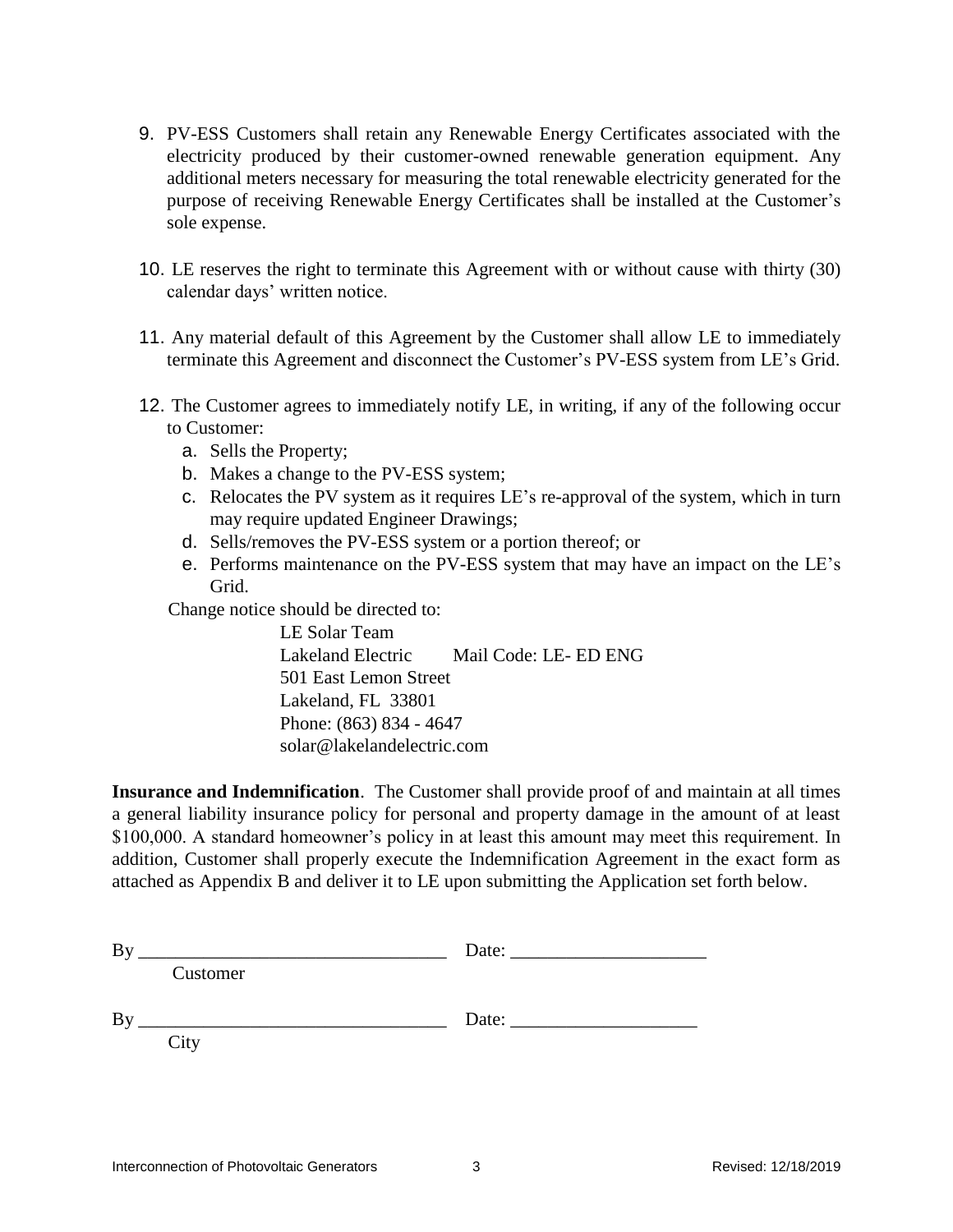9. PV-ESS Customers shall retain any Renewable Energy Certificates associated with the electricity produced by their customer-owned renewable generation equipment. Any additional meters necessary for measuring the total renewable electricity generated for the purpose of receiving Renewable Energy Certificates shall be installed at the Customer's sole expense.

10. LE reserves the right to terminate this Agreement with or without cause with thirty (30) calendar days' written notice.

11. Any material default of this Agreement by the Customer shall allow LE to immediately terminate this Agreement and disconnect the Customer's PV-ESS system from LE's Grid.

12. The Customer agrees to immediately notify LE, in writing, if any of the following occur to Customer:
    a. Sells the Property;
    b. Makes a change to the PV-ESS system;
    c. Relocates the PV system as it requires LE's re-approval of the system, which in turn may require updated Engineer Drawings;
    d. Sells/removes the PV-ESS system or a portion thereof; or
    e. Performs maintenance on the PV-ESS system that may have an impact on the LE's Grid.

    Change notice should be directed to:

    LE Solar Team
    Lakeland Electric     Mail Code: LE- ED ENG
    501 East Lemon Street
    Lakeland, FL 33801
    Phone: (863) 834 - 4647
    solar@lakelandelectric.com

**Insurance and Indemnification**. The Customer shall provide proof of and maintain at all times a general liability insurance policy for personal and property damage in the amount of at least $100,000. A standard homeowner's policy in at least this amount may meet this requirement. In addition, Customer shall properly execute the Indemnification Agreement in the exact form as attached as Appendix B and deliver it to LE upon submitting the Application set forth below.

By _________________________________ Date: _____________________
Customer

By _________________________________ Date: ____________________
City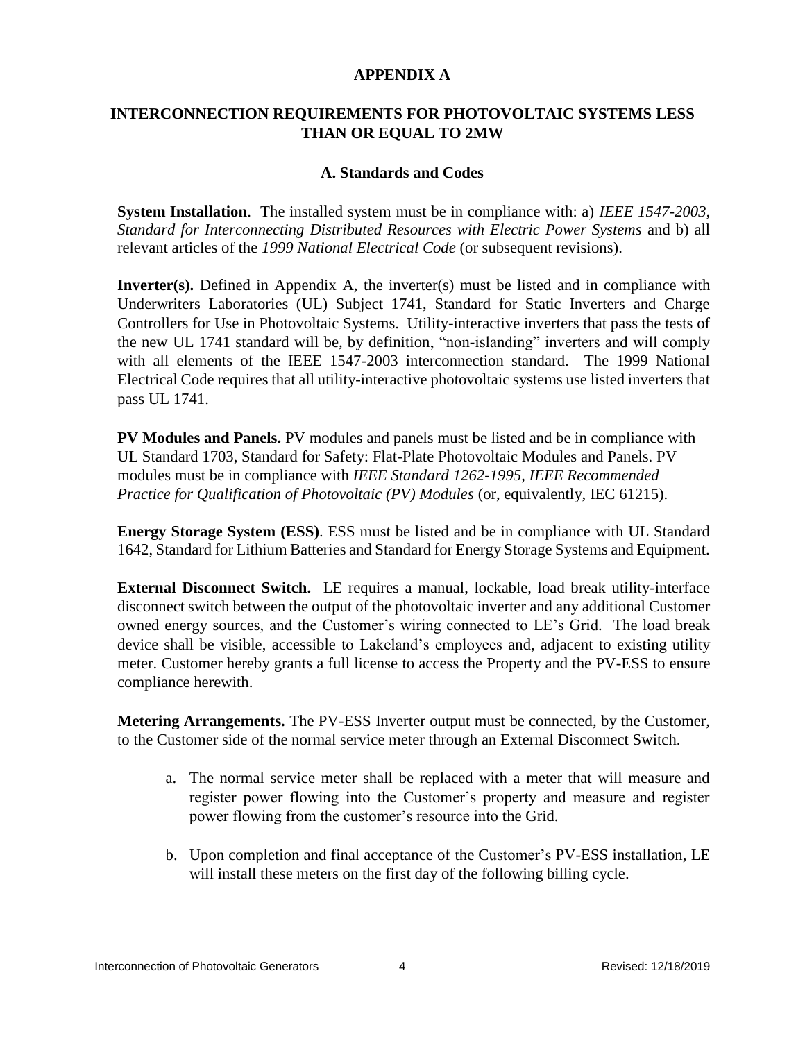# APPENDIX A

## INTERCONNECTION REQUIREMENTS FOR PHOTOVOLTAIC SYSTEMS LESS THAN OR EQUAL TO 2MW

### A. Standards and Codes

**System Installation**. The installed system must be in compliance with: a) *IEEE 1547-2003, Standard for Interconnecting Distributed Resources with Electric Power Systems* and b) all relevant articles of the *1999 National Electrical Code* (or subsequent revisions).

**Inverter(s).** Defined in Appendix A, the inverter(s) must be listed and in compliance with Underwriters Laboratories (UL) Subject 1741, Standard for Static Inverters and Charge Controllers for Use in Photovoltaic Systems. Utility-interactive inverters that pass the tests of the new UL 1741 standard will be, by definition, "non-islanding" inverters and will comply with all elements of the IEEE 1547-2003 interconnection standard. The 1999 National Electrical Code requires that all utility-interactive photovoltaic systems use listed inverters that pass UL 1741.

**PV Modules and Panels.** PV modules and panels must be listed and be in compliance with UL Standard 1703, Standard for Safety: Flat-Plate Photovoltaic Modules and Panels. PV modules must be in compliance with *IEEE Standard 1262-1995, IEEE Recommended Practice for Qualification of Photovoltaic (PV) Modules* (or, equivalently, IEC 61215).

**Energy Storage System (ESS)**. ESS must be listed and be in compliance with UL Standard 1642, Standard for Lithium Batteries and Standard for Energy Storage Systems and Equipment.

**External Disconnect Switch.** LE requires a manual, lockable, load break utility-interface disconnect switch between the output of the photovoltaic inverter and any additional Customer owned energy sources, and the Customer's wiring connected to LE's Grid. The load break device shall be visible, accessible to Lakeland's employees and, adjacent to existing utility meter. Customer hereby grants a full license to access the Property and the PV-ESS to ensure compliance herewith.

**Metering Arrangements.** The PV-ESS Inverter output must be connected, by the Customer, to the Customer side of the normal service meter through an External Disconnect Switch.

a. The normal service meter shall be replaced with a meter that will measure and register power flowing into the Customer's property and measure and register power flowing from the customer's resource into the Grid.

b. Upon completion and final acceptance of the Customer's PV-ESS installation, LE will install these meters on the first day of the following billing cycle.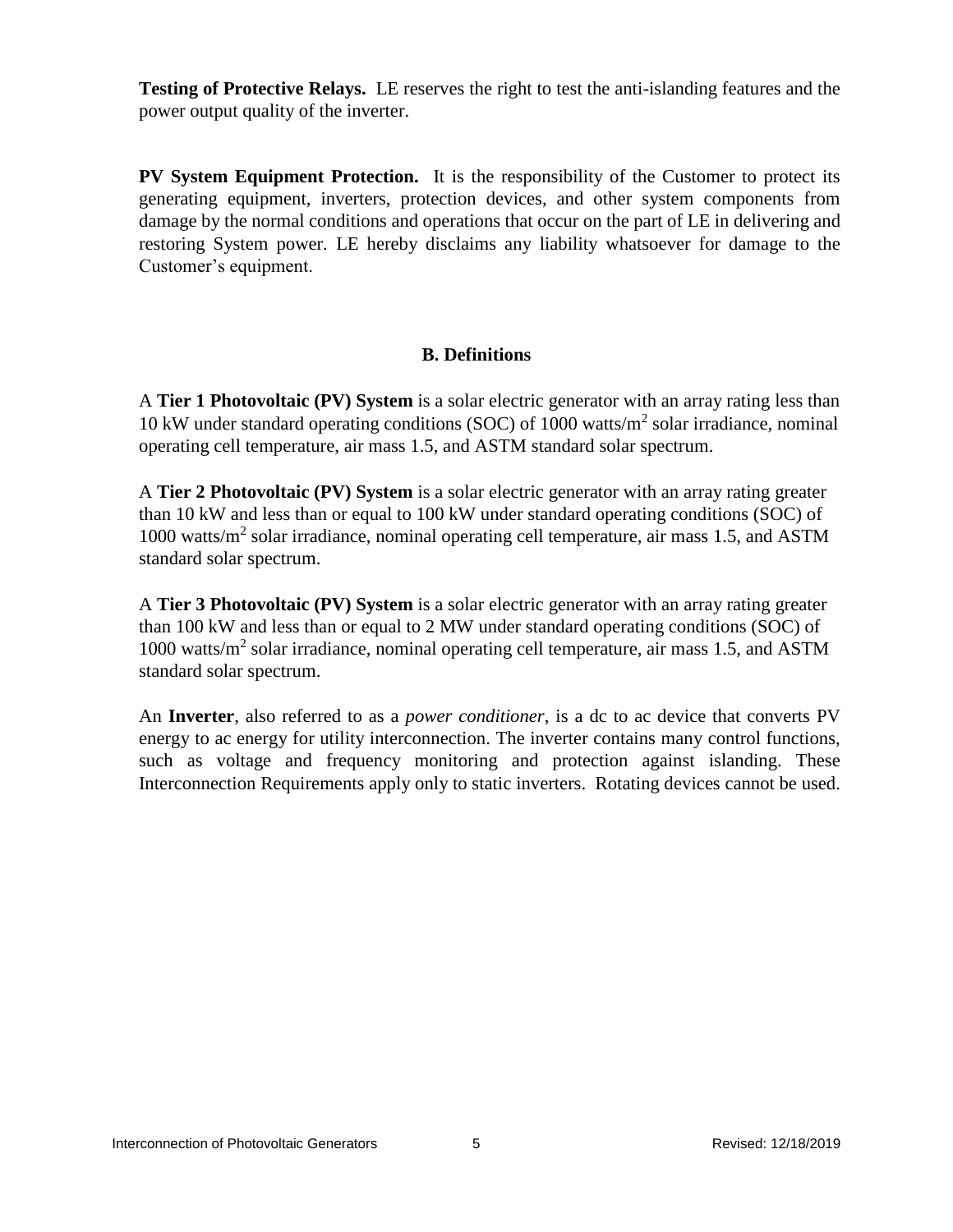**Testing of Protective Relays.** LE reserves the right to test the anti-islanding features and the power output quality of the inverter.

**PV System Equipment Protection.** It is the responsibility of the Customer to protect its generating equipment, inverters, protection devices, and other system components from damage by the normal conditions and operations that occur on the part of LE in delivering and restoring System power. LE hereby disclaims any liability whatsoever for damage to the Customer's equipment.

## B. Definitions

A **Tier 1 Photovoltaic (PV) System** is a solar electric generator with an array rating less than 10 kW under standard operating conditions (SOC) of 1000 watts/$m^2$ solar irradiance, nominal operating cell temperature, air mass 1.5, and ASTM standard solar spectrum.

A **Tier 2 Photovoltaic (PV) System** is a solar electric generator with an array rating greater than 10 kW and less than or equal to 100 kW under standard operating conditions (SOC) of 1000 watts/$m^2$ solar irradiance, nominal operating cell temperature, air mass 1.5, and ASTM standard solar spectrum.

A **Tier 3 Photovoltaic (PV) System** is a solar electric generator with an array rating greater than 100 kW and less than or equal to 2 MW under standard operating conditions (SOC) of 1000 watts/$m^2$ solar irradiance, nominal operating cell temperature, air mass 1.5, and ASTM standard solar spectrum.

An **Inverter**, also referred to as a *power conditioner*, is a dc to ac device that converts PV energy to ac energy for utility interconnection. The inverter contains many control functions, such as voltage and frequency monitoring and protection against islanding. These Interconnection Requirements apply only to static inverters. Rotating devices cannot be used.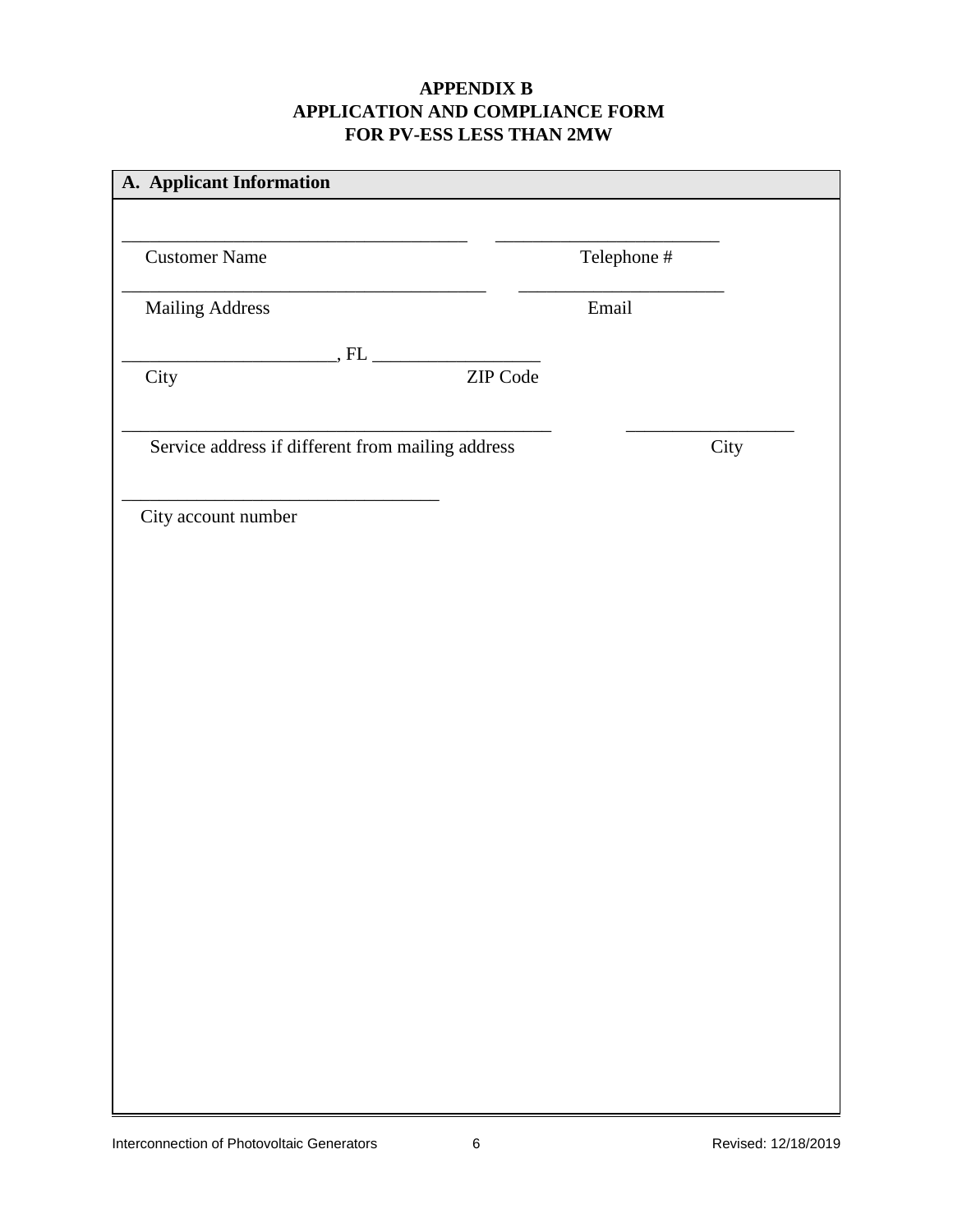# APPENDIX B
# APPLICATION AND COMPLIANCE FORM
# FOR PV-ESS LESS THAN 2MW

## A. Applicant Information

\_\_\_\_\_\_\_\_\_\_\_\_\_\_\_\_\_\_\_\_\_\_\_\_\_\_\_\_\_\_\_\_\_\_\_\_\_\_ \_\_\_\_\_\_\_\_\_\_\_\_\_\_\_\_\_\_\_\_\_\_\_\_
Customer Name Telephone #

\_\_\_\_\_\_\_\_\_\_\_\_\_\_\_\_\_\_\_\_\_\_\_\_\_\_\_\_\_\_\_\_\_\_\_\_\_\_\_\_ \_\_\_\_\_\_\_\_\_\_\_\_\_\_\_\_\_\_\_\_\_\_
Mailing Address Email

\_\_\_\_\_\_\_\_\_\_\_\_\_\_\_\_\_\_\_\_\_\_\_, FL \_\_\_\_\_\_\_\_\_\_\_\_\_\_\_\_\_\_
City ZIP Code

\_\_\_\_\_\_\_\_\_\_\_\_\_\_\_\_\_\_\_\_\_\_\_\_\_\_\_\_\_\_\_\_\_\_\_\_\_\_\_\_\_\_\_\_\_\_\_ \_\_\_\_\_\_\_\_\_\_\_\_\_\_\_\_\_\_
Service address if different from mailing address City

\_\_\_\_\_\_\_\_\_\_\_\_\_\_\_\_\_\_\_\_\_\_\_\_\_\_\_\_\_\_\_\_\_\_\_
City account number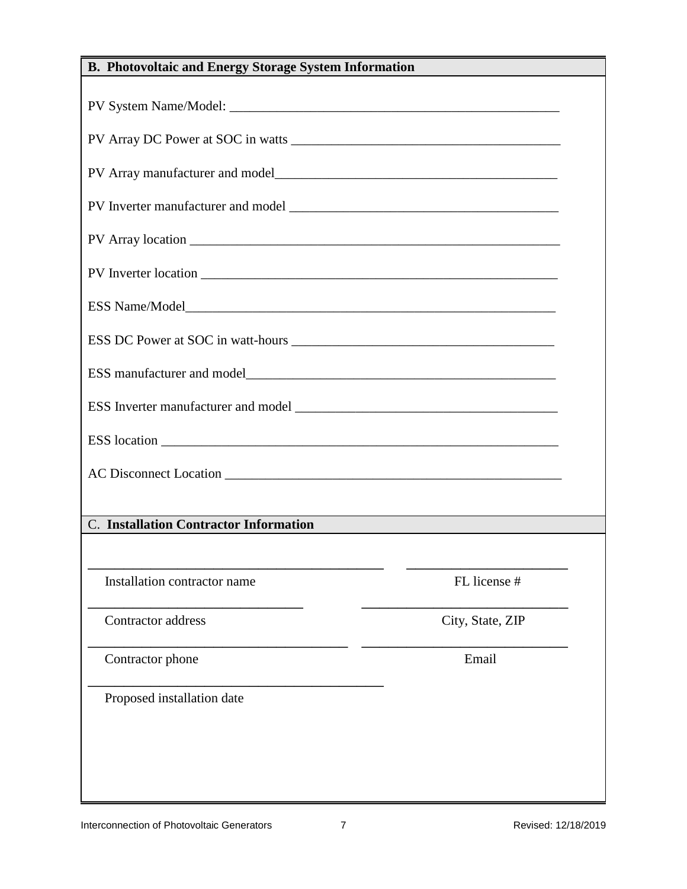## B. Photovoltaic and Energy Storage System Information

PV System Name/Model: ______________________________________________

PV Array DC Power at SOC in watts ______________________________________

PV Array manufacturer and model_______________________________________

PV Inverter manufacturer and model ____________________________________

PV Array location _________________________________________________

PV Inverter location _______________________________________________

ESS Name/Model__________________________________________________

ESS DC Power at SOC in watt-hours ____________________________________

ESS manufacturer and model_____________________________________________

ESS Inverter manufacturer and model ___________________________________

ESS location _____________________________________________________

AC Disconnect Location _____________________________________________

## C. Installation Contractor Information

| | |
|---|---|
| ________________________________________ | ______________________ |
| Installation contractor name | FL license # |
| ______________________________ | ____________________________ |
| Contractor address | City, State, ZIP |
| __________________________________ | ____________________________ |
| Contractor phone | Email |
| ________________________________________ | |
| Proposed installation date | |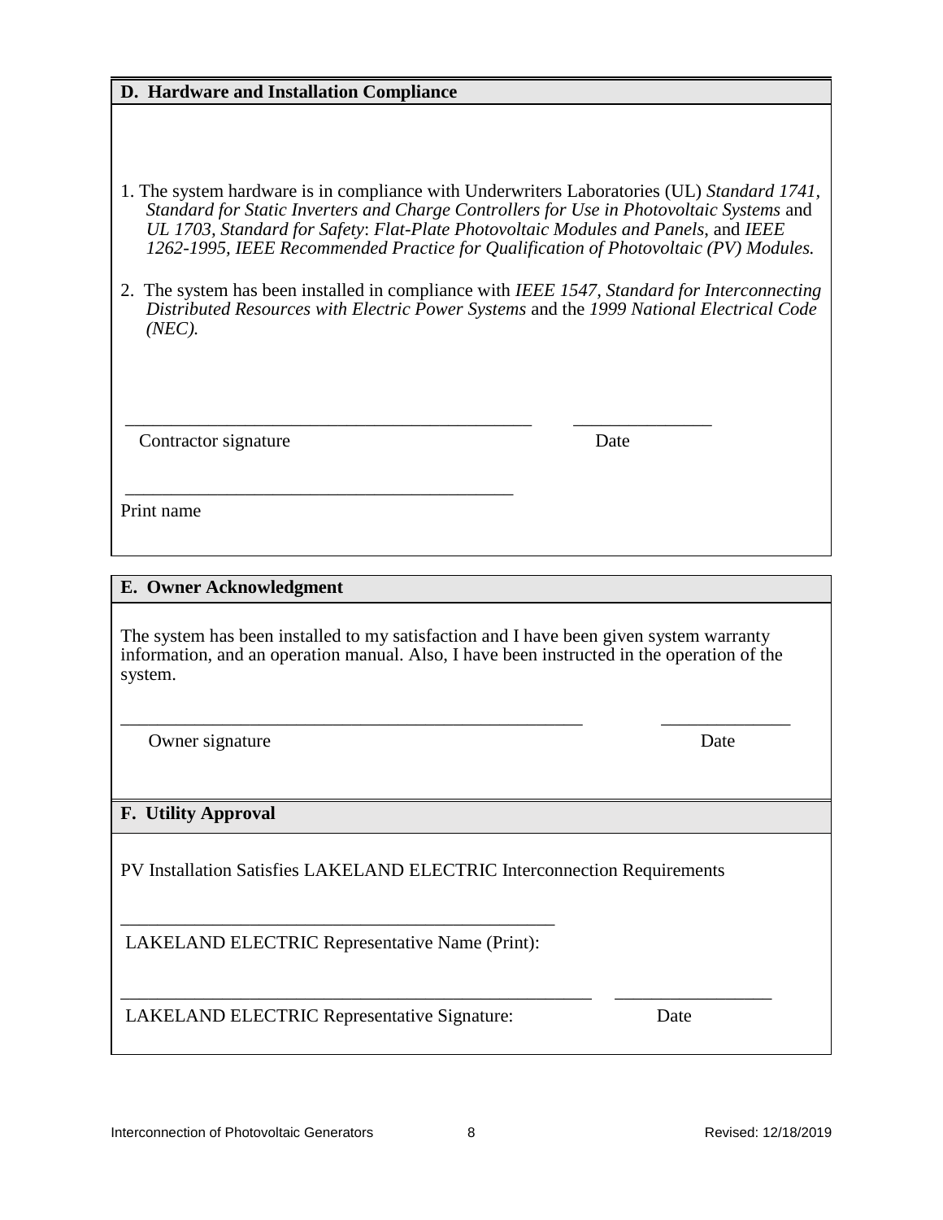## D. Hardware and Installation Compliance

1. The system hardware is in compliance with Underwriters Laboratories (UL) *Standard 1741*, *Standard for Static Inverters and Charge Controllers for Use in Photovoltaic Systems* and *UL 1703, Standard for Safety*: *Flat-Plate Photovoltaic Modules and Panels*, and *IEEE 1262-1995, IEEE Recommended Practice for Qualification of Photovoltaic (PV) Modules.*

2. The system has been installed in compliance with *IEEE 1547, Standard for Interconnecting Distributed Resources with Electric Power Systems* and the *1999 National Electrical Code (NEC).*

______________________________________________  _______________

Contractor signature  Date

____________________________________________

Print name

## E. Owner Acknowledgment

The system has been installed to my satisfaction and I have been given system warranty information, and an operation manual. Also, I have been instructed in the operation of the system.

____________________________________________________  ______________

Owner signature  Date

## F. Utility Approval

PV Installation Satisfies LAKELAND ELECTRIC Interconnection Requirements

_________________________________________________

LAKELAND ELECTRIC Representative Name (Print):

_____________________________________________________  _________________

LAKELAND ELECTRIC Representative Signature:  Date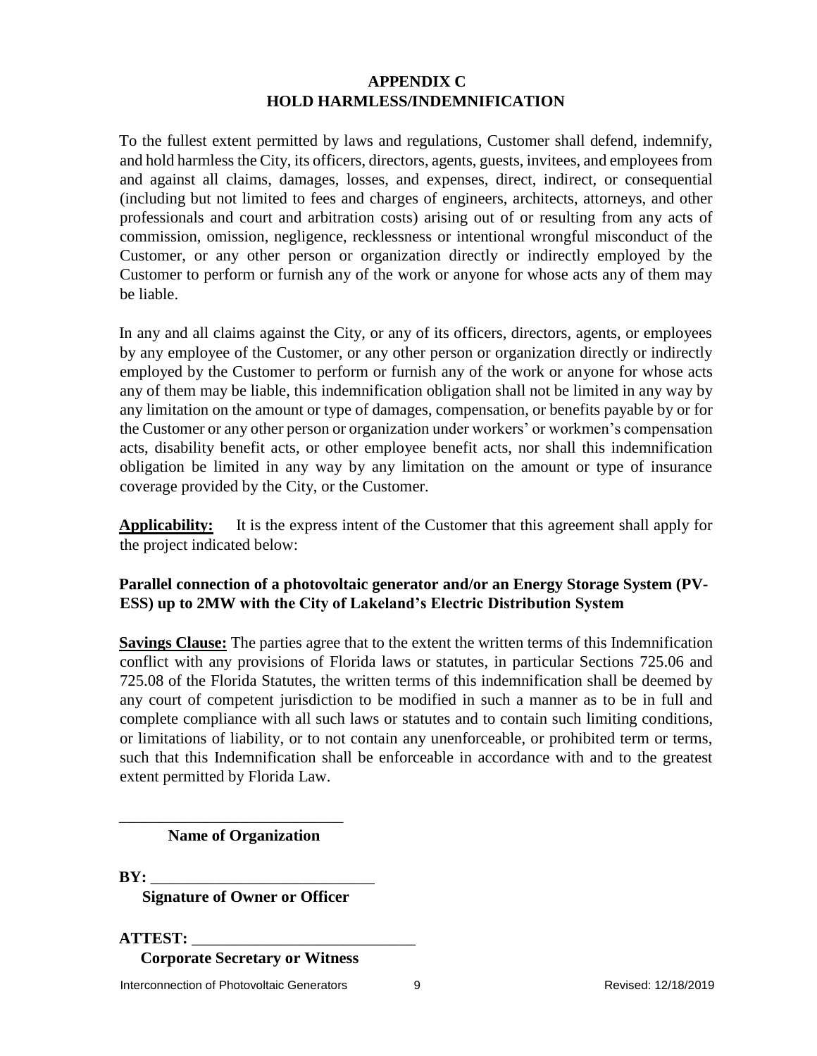# APPENDIX C
# HOLD HARMLESS/INDEMNIFICATION

To the fullest extent permitted by laws and regulations, Customer shall defend, indemnify, and hold harmless the City, its officers, directors, agents, guests, invitees, and employees from and against all claims, damages, losses, and expenses, direct, indirect, or consequential (including but not limited to fees and charges of engineers, architects, attorneys, and other professionals and court and arbitration costs) arising out of or resulting from any acts of commission, omission, negligence, recklessness or intentional wrongful misconduct of the Customer, or any other person or organization directly or indirectly employed by the Customer to perform or furnish any of the work or anyone for whose acts any of them may be liable.

In any and all claims against the City, or any of its officers, directors, agents, or employees by any employee of the Customer, or any other person or organization directly or indirectly employed by the Customer to perform or furnish any of the work or anyone for whose acts any of them may be liable, this indemnification obligation shall not be limited in any way by any limitation on the amount or type of damages, compensation, or benefits payable by or for the Customer or any other person or organization under workers' or workmen's compensation acts, disability benefit acts, or other employee benefit acts, nor shall this indemnification obligation be limited in any way by any limitation on the amount or type of insurance coverage provided by the City, or the Customer.

**Applicability:** It is the express intent of the Customer that this agreement shall apply for the project indicated below:

**Parallel connection of a photovoltaic generator and/or an Energy Storage System (PV-ESS) up to 2MW with the City of Lakeland's Electric Distribution System**

**Savings Clause:** The parties agree that to the extent the written terms of this Indemnification conflict with any provisions of Florida laws or statutes, in particular Sections 725.06 and 725.08 of the Florida Statutes, the written terms of this indemnification shall be deemed by any court of competent jurisdiction to be modified in such a manner as to be in full and complete compliance with all such laws or statutes and to contain such limiting conditions, or limitations of liability, or to not contain any unenforceable, or prohibited term or terms, such that this Indemnification shall be enforceable in accordance with and to the greatest extent permitted by Florida Law.

\_\_\_\_\_\_\_\_\_\_\_\_\_\_\_\_\_\_\_\_\_\_\_\_\_\_\_\_\_\_
**Name of Organization**

**BY:** \_\_\_\_\_\_\_\_\_\_\_\_\_\_\_\_\_\_\_\_\_\_\_\_\_\_\_\_\_\_
**Signature of Owner or Officer**

**ATTEST:** \_\_\_\_\_\_\_\_\_\_\_\_\_\_\_\_\_\_\_\_\_\_\_\_\_\_\_\_\_\_
**Corporate Secretary or Witness**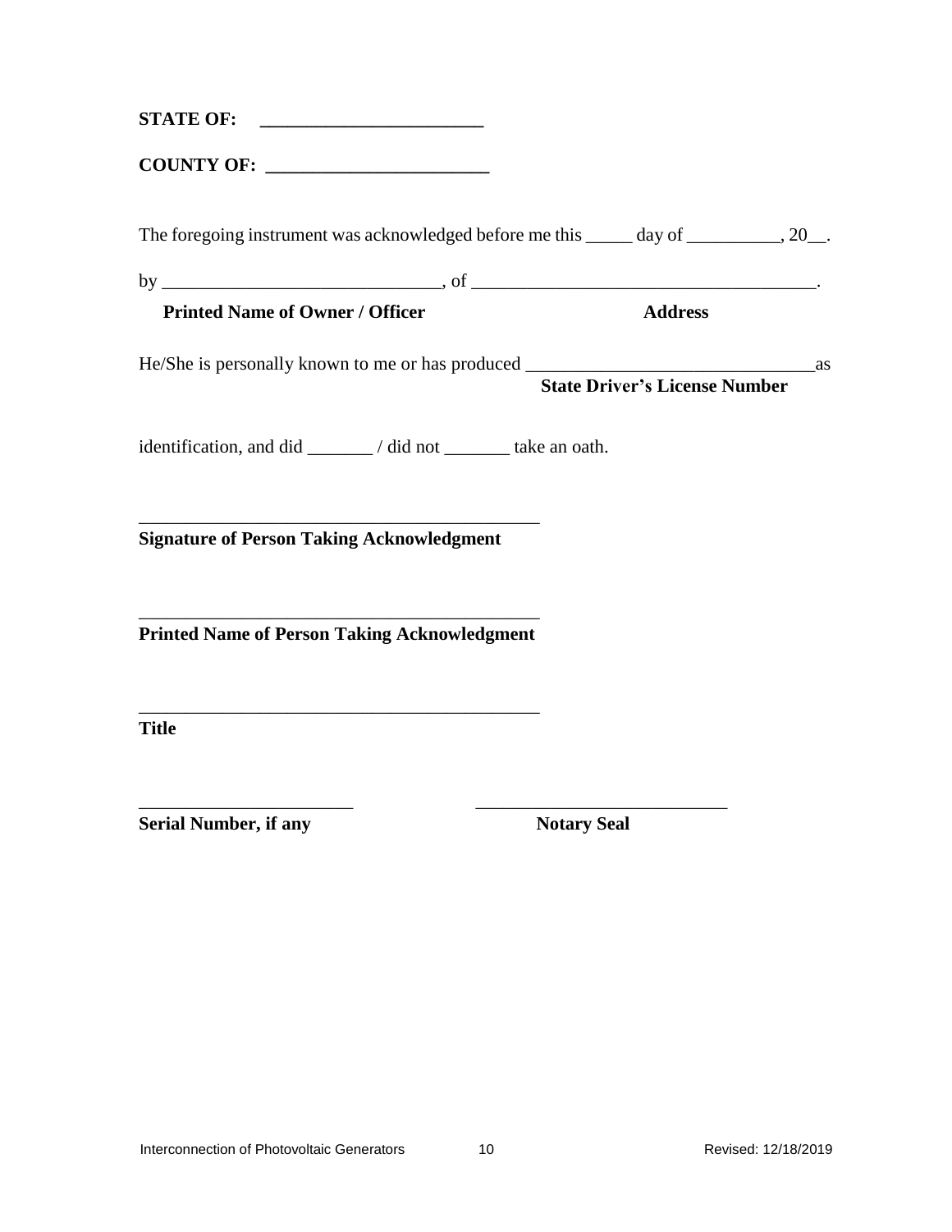**STATE OF: \_\_\_\_\_\_\_\_\_\_\_\_\_\_\_\_\_\_\_\_\_\_\_\_**

**COUNTY OF: \_\_\_\_\_\_\_\_\_\_\_\_\_\_\_\_\_\_\_\_\_\_\_\_**

The foregoing instrument was acknowledged before me this \_\_\_\_\_ day of \_\_\_\_\_\_\_\_\_\_, 20\_\_.

by \_\_\_\_\_\_\_\_\_\_\_\_\_\_\_\_\_\_\_\_\_\_\_\_\_\_\_\_\_\_, of \_\_\_\_\_\_\_\_\_\_\_\_\_\_\_\_\_\_\_\_\_\_\_\_\_\_\_\_\_\_\_\_\_\_\_\_\_.

**Printed Name of Owner / Officer** **Address**

He/She is personally known to me or has produced \_\_\_\_\_\_\_\_\_\_\_\_\_\_\_\_\_\_\_\_\_\_\_\_\_\_\_\_\_\_\_as

**State Driver's License Number**

identification, and did \_\_\_\_\_\_\_ / did not \_\_\_\_\_\_\_ take an oath.

\_\_\_\_\_\_\_\_\_\_\_\_\_\_\_\_\_\_\_\_\_\_\_\_\_\_\_\_\_\_\_\_\_\_\_\_\_\_\_\_\_\_

**Signature of Person Taking Acknowledgment**

\_\_\_\_\_\_\_\_\_\_\_\_\_\_\_\_\_\_\_\_\_\_\_\_\_\_\_\_\_\_\_\_\_\_\_\_\_\_\_\_\_\_

**Printed Name of Person Taking Acknowledgment**

\_\_\_\_\_\_\_\_\_\_\_\_\_\_\_\_\_\_\_\_\_\_\_\_\_\_\_\_\_\_\_\_\_\_\_\_\_\_\_\_\_\_

**Title**

\_\_\_\_\_\_\_\_\_\_\_\_\_\_\_\_\_\_\_\_\_\_\_ \_\_\_\_\_\_\_\_\_\_\_\_\_\_\_\_\_\_\_\_\_\_\_\_\_\_\_

**Serial Number, if any** **Notary Seal**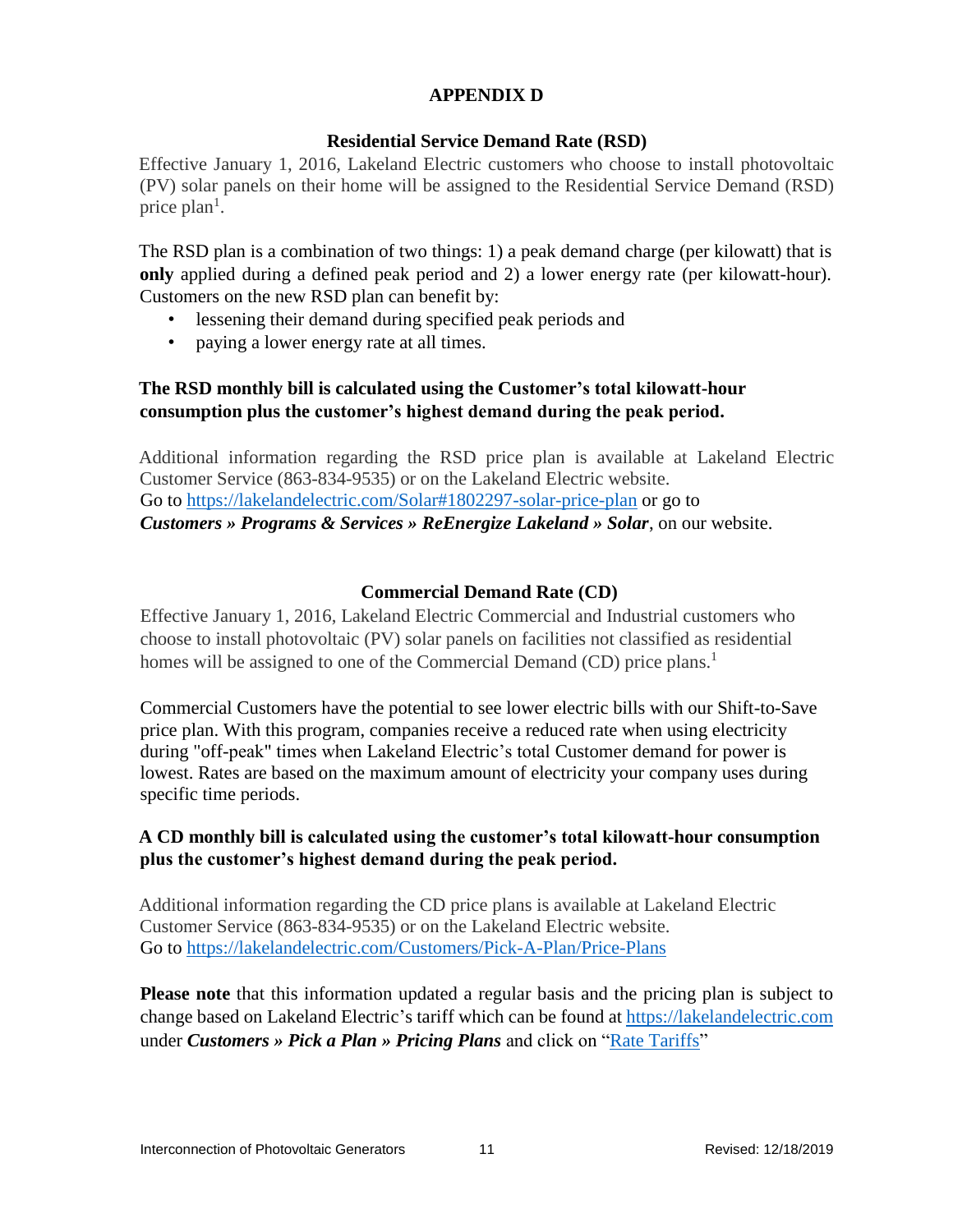# APPENDIX D

## Residential Service Demand Rate (RSD)

Effective January 1, 2016, Lakeland Electric customers who choose to install photovoltaic (PV) solar panels on their home will be assigned to the Residential Service Demand (RSD) price plan[1].

The RSD plan is a combination of two things: 1) a peak demand charge (per kilowatt) that is **only** applied during a defined peak period and 2) a lower energy rate (per kilowatt-hour). Customers on the new RSD plan can benefit by:

- lessening their demand during specified peak periods and
- paying a lower energy rate at all times.

**The RSD monthly bill is calculated using the Customer's total kilowatt-hour consumption plus the customer's highest demand during the peak period.**

Additional information regarding the RSD price plan is available at Lakeland Electric Customer Service (863-834-9535) or on the Lakeland Electric website.
Go to https://lakelandelectric.com/Solar#1802297-solar-price-plan or go to ***Customers » Programs & Services » ReEnergize Lakeland » Solar***, on our website.

## Commercial Demand Rate (CD)

Effective January 1, 2016, Lakeland Electric Commercial and Industrial customers who choose to install photovoltaic (PV) solar panels on facilities not classified as residential homes will be assigned to one of the Commercial Demand (CD) price plans.[1]

Commercial Customers have the potential to see lower electric bills with our Shift-to-Save price plan. With this program, companies receive a reduced rate when using electricity during "off-peak" times when Lakeland Electric's total Customer demand for power is lowest. Rates are based on the maximum amount of electricity your company uses during specific time periods.

**A CD monthly bill is calculated using the customer's total kilowatt-hour consumption plus the customer's highest demand during the peak period.**

Additional information regarding the CD price plans is available at Lakeland Electric Customer Service (863-834-9535) or on the Lakeland Electric website.
Go to https://lakelandelectric.com/Customers/Pick-A-Plan/Price-Plans

**Please note** that this information updated a regular basis and the pricing plan is subject to change based on Lakeland Electric's tariff which can be found at https://lakelandelectric.com under ***Customers » Pick a Plan » Pricing Plans*** and click on "Rate Tariffs"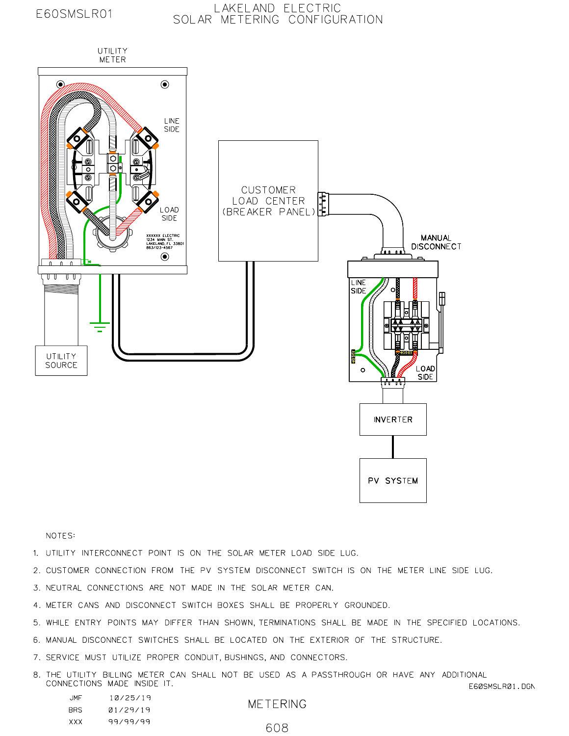E60SMSLR01

# LAKELAND ELECTRIC
## SOLAR METERING CONFIGURATION

UTILITY METER

LINE SIDE

LOAD SIDE

XXXXXX ELECTRIC
1234 MAIN ST.
LAKELAND, FL 33801
863/123-4567

UTILITY SOURCE

CUSTOMER LOAD CENTER (BREAKER PANEL)

MANUAL DISCONNECT

LINE SIDE

LOAD SIDE

INVERTER

PV SYSTEM

NOTES:

1. UTILITY INTERCONNECT POINT IS ON THE SOLAR METER LOAD SIDE LUG.
2. CUSTOMER CONNECTION FROM THE PV SYSTEM DISCONNECT SWITCH IS ON THE METER LINE SIDE LUG.
3. NEUTRAL CONNECTIONS ARE NOT MADE IN THE SOLAR METER CAN.
4. METER CANS AND DISCONNECT SWITCH BOXES SHALL BE PROPERLY GROUNDED.
5. WHILE ENTRY POINTS MAY DIFFER THAN SHOWN, TERMINATIONS SHALL BE MADE IN THE SPECIFIED LOCATIONS.
6. MANUAL DISCONNECT SWITCHES SHALL BE LOCATED ON THE EXTERIOR OF THE STRUCTURE.
7. SERVICE MUST UTILIZE PROPER CONDUIT, BUSHINGS, AND CONNECTORS.
8. THE UTILITY BILLING METER CAN SHALL NOT BE USED AS A PASSTHROUGH OR HAVE ANY ADDITIONAL CONNECTIONS MADE INSIDE IT.

E60SMSLR01.DGN

| | |
|---|---|
| JMF | 10/25/19 |
| BRS | 01/29/19 |
| XXX | 99/99/99 |

METERING

608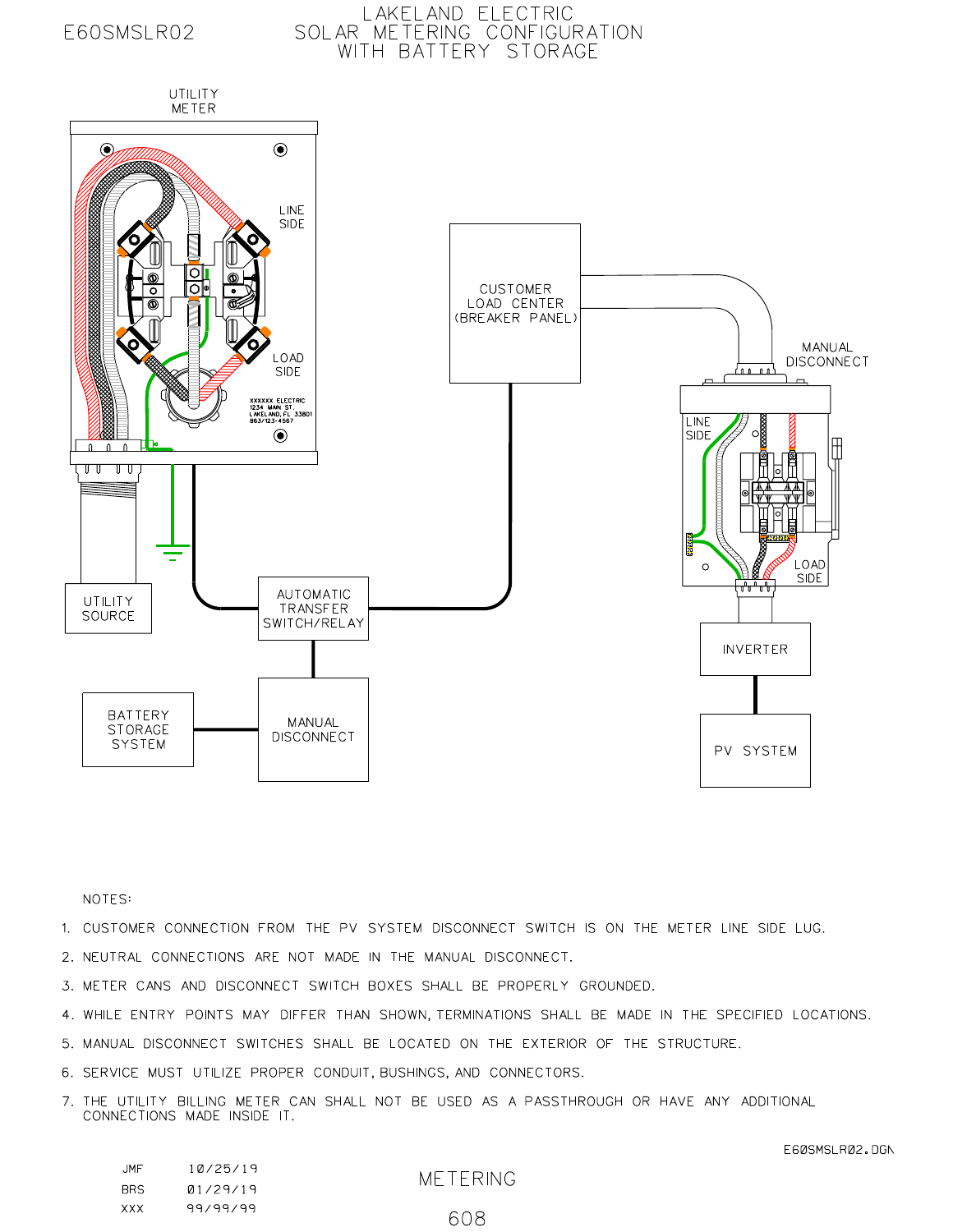E60SMSLR02

# LAKELAND ELECTRIC SOLAR METERING CONFIGURATION WITH BATTERY STORAGE

UTILITY METER

LINE SIDE

LOAD SIDE

XXXXXX ELECTRIC
1234 MAIN ST.
LAKELAND, FL 33801
863/123-4567

UTILITY SOURCE

CUSTOMER LOAD CENTER (BREAKER PANEL)

MANUAL DISCONNECT

LINE SIDE

LOAD SIDE

AUTOMATIC TRANSFER SWITCH/RELAY

BATTERY STORAGE SYSTEM

MANUAL DISCONNECT

INVERTER

PV SYSTEM

NOTES:

1. CUSTOMER CONNECTION FROM THE PV SYSTEM DISCONNECT SWITCH IS ON THE METER LINE SIDE LUG.
2. NEUTRAL CONNECTIONS ARE NOT MADE IN THE MANUAL DISCONNECT.
3. METER CANS AND DISCONNECT SWITCH BOXES SHALL BE PROPERLY GROUNDED.
4. WHILE ENTRY POINTS MAY DIFFER THAN SHOWN, TERMINATIONS SHALL BE MADE IN THE SPECIFIED LOCATIONS.
5. MANUAL DISCONNECT SWITCHES SHALL BE LOCATED ON THE EXTERIOR OF THE STRUCTURE.
6. SERVICE MUST UTILIZE PROPER CONDUIT, BUSHINGS, AND CONNECTORS.
7. THE UTILITY BILLING METER CAN SHALL NOT BE USED AS A PASSTHROUGH OR HAVE ANY ADDITIONAL CONNECTIONS MADE INSIDE IT.

E60SMSLR02.DGN

| | |
|---|---|
| JMF | 10/25/19 |
| BRS | 01/29/19 |
| XXX | 99/99/99 |

METERING

608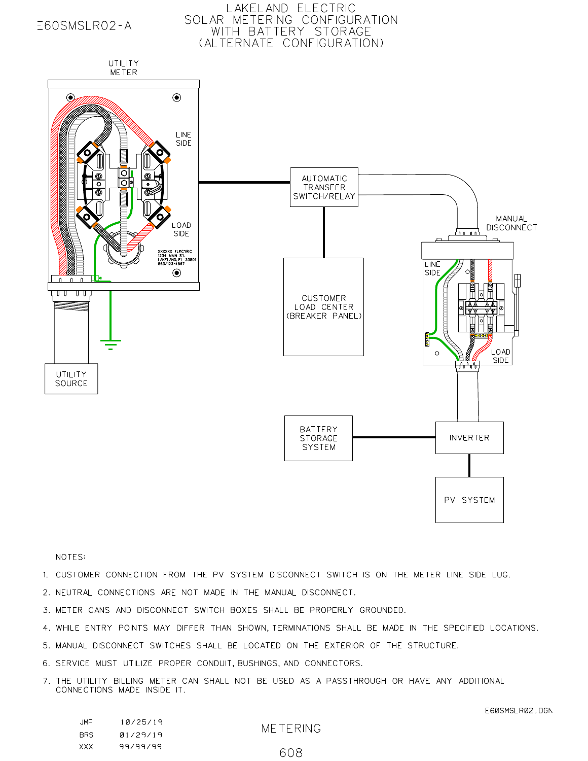E60SMSLR02-A

# LAKELAND ELECTRIC SOLAR METERING CONFIGURATION WITH BATTERY STORAGE (ALTERNATE CONFIGURATION)

UTILITY METER

LINE SIDE

LOAD SIDE

XXXXXX ELECTRIC
1234 MAIN ST
LAKELAND, FL 33801
863/123-4567

UTILITY SOURCE

AUTOMATIC TRANSFER SWITCH/RELAY

CUSTOMER LOAD CENTER (BREAKER PANEL)

MANUAL DISCONNECT

LINE SIDE

LOAD SIDE

BATTERY STORAGE SYSTEM

INVERTER

PV SYSTEM

NOTES:

1. CUSTOMER CONNECTION FROM THE PV SYSTEM DISCONNECT SWITCH IS ON THE METER LINE SIDE LUG.
2. NEUTRAL CONNECTIONS ARE NOT MADE IN THE MANUAL DISCONNECT.
3. METER CANS AND DISCONNECT SWITCH BOXES SHALL BE PROPERLY GROUNDED.
4. WHILE ENTRY POINTS MAY DIFFER THAN SHOWN, TERMINATIONS SHALL BE MADE IN THE SPECIFIED LOCATIONS.
5. MANUAL DISCONNECT SWITCHES SHALL BE LOCATED ON THE EXTERIOR OF THE STRUCTURE.
6. SERVICE MUST UTILIZE PROPER CONDUIT, BUSHINGS, AND CONNECTORS.
7. THE UTILITY BILLING METER CAN SHALL NOT BE USED AS A PASSTHROUGH OR HAVE ANY ADDITIONAL CONNECTIONS MADE INSIDE IT.

E60SMSLR02.DGN

| | |
|---|---|
| JMF | 10/25/19 |
| BRS | 01/29/19 |
| XXX | 99/99/99 |

METERING

608